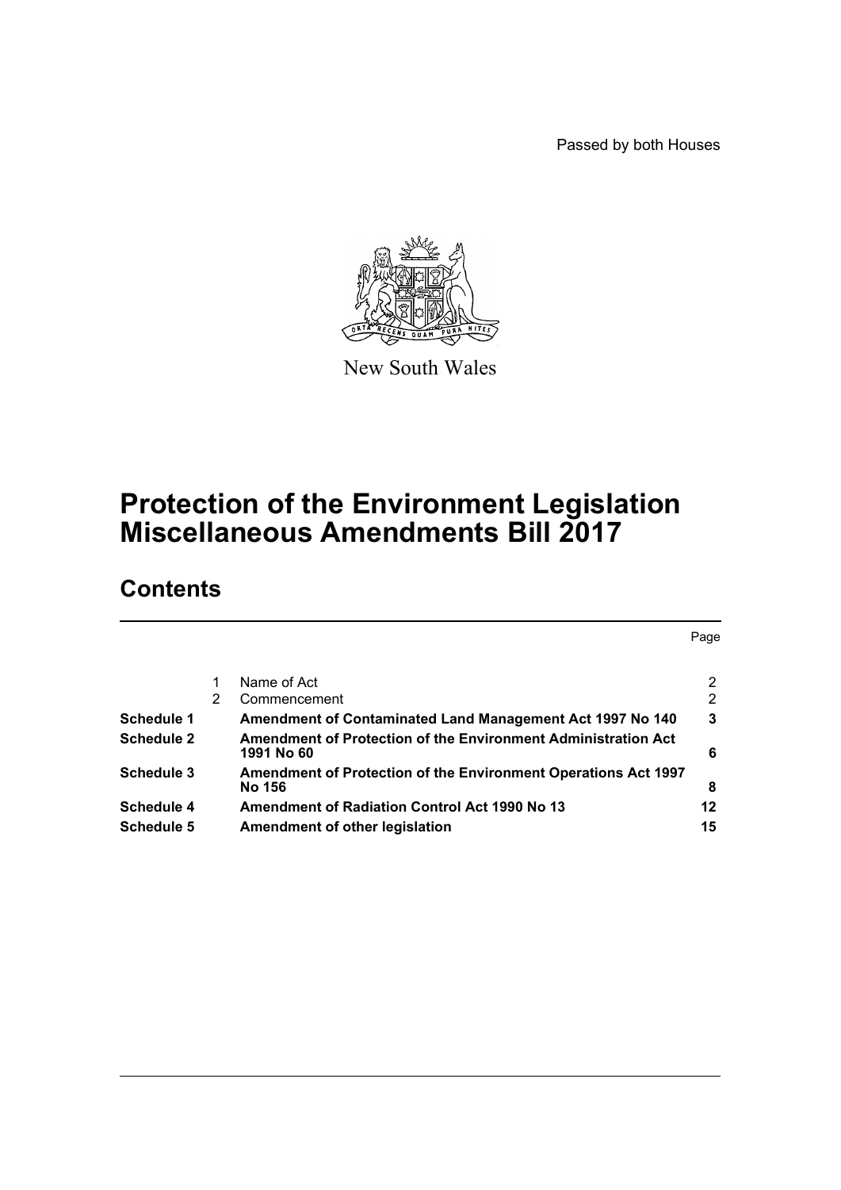Passed by both Houses

New South Wales

# Protection of the Environment Legislation Miscellaneous Amendments Bill 2017

## Contents

| | | | Page |
|---|---|---|---|
| | 1 | Name of Act | 2 |
| | 2 | Commencement | 2 |
| **Schedule 1** | | **Amendment of Contaminated Land Management Act 1997 No 140** | **3** |
| **Schedule 2** | | **Amendment of Protection of the Environment Administration Act 1991 No 60** | **6** |
| **Schedule 3** | | **Amendment of Protection of the Environment Operations Act 1997 No 156** | **8** |
| **Schedule 4** | | **Amendment of Radiation Control Act 1990 No 13** | **12** |
| **Schedule 5** | | **Amendment of other legislation** | **15** |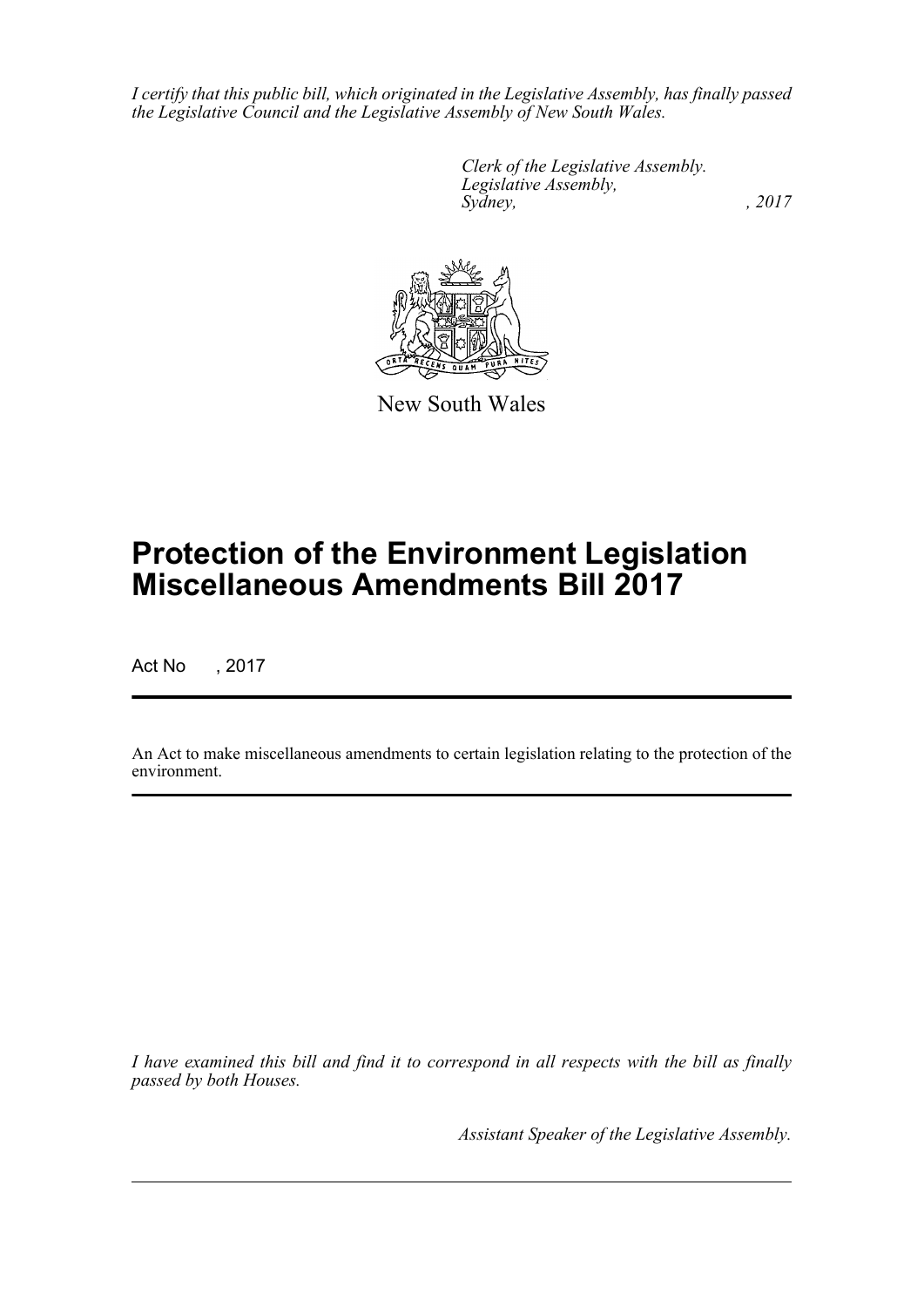*I certify that this public bill, which originated in the Legislative Assembly, has finally passed the Legislative Council and the Legislative Assembly of New South Wales.*

*Clerk of the Legislative Assembly.*
*Legislative Assembly,*
*Sydney, , 2017*

New South Wales

# Protection of the Environment Legislation Miscellaneous Amendments Bill 2017

Act No , 2017

An Act to make miscellaneous amendments to certain legislation relating to the protection of the environment.

*I have examined this bill and find it to correspond in all respects with the bill as finally passed by both Houses.*

*Assistant Speaker of the Legislative Assembly.*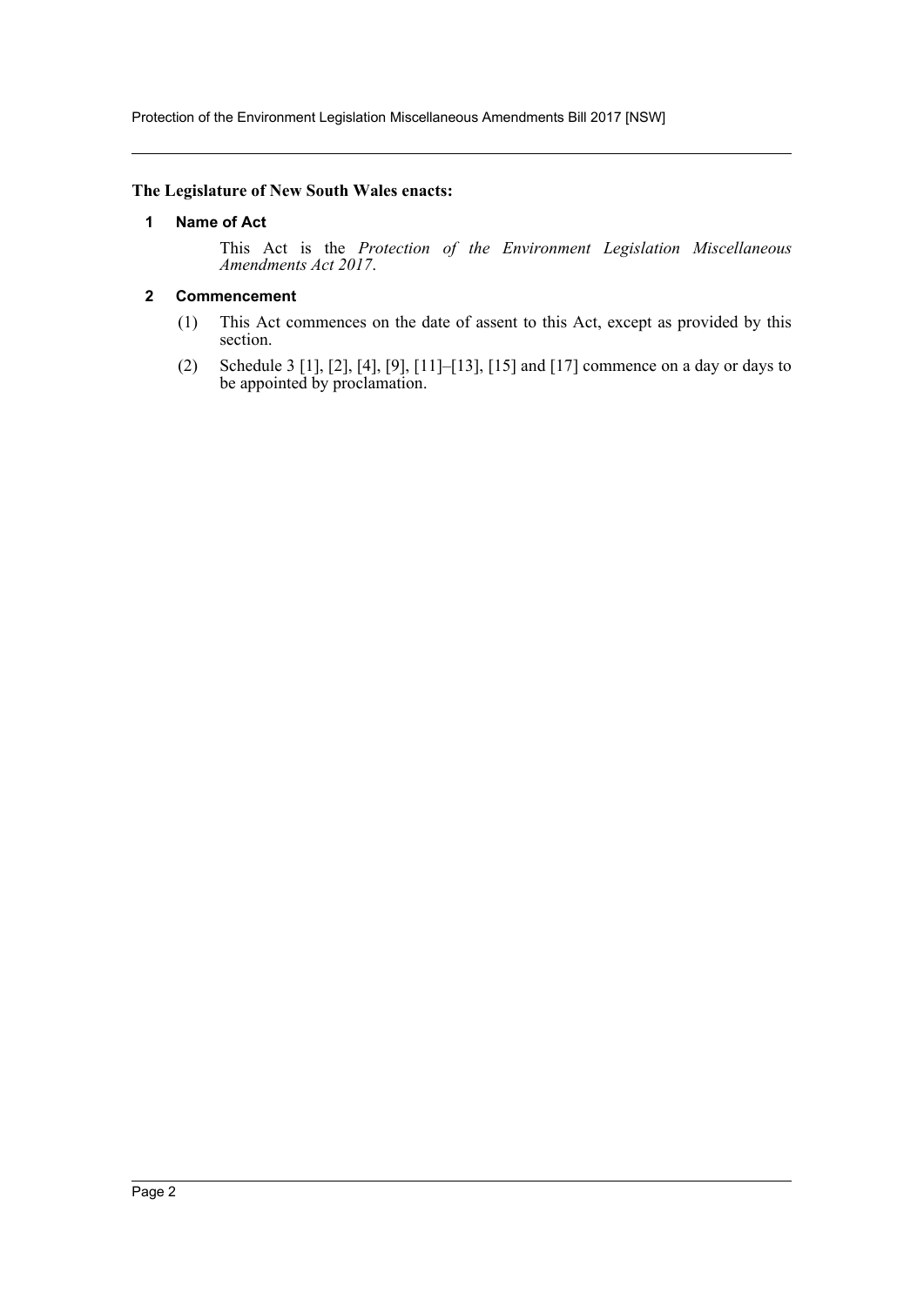**The Legislature of New South Wales enacts:**

## 1 Name of Act

This Act is the *Protection of the Environment Legislation Miscellaneous Amendments Act 2017*.

## 2 Commencement

(1) This Act commences on the date of assent to this Act, except as provided by this section.

(2) Schedule 3 [1], [2], [4], [9], [11]–[13], [15] and [17] commence on a day or days to be appointed by proclamation.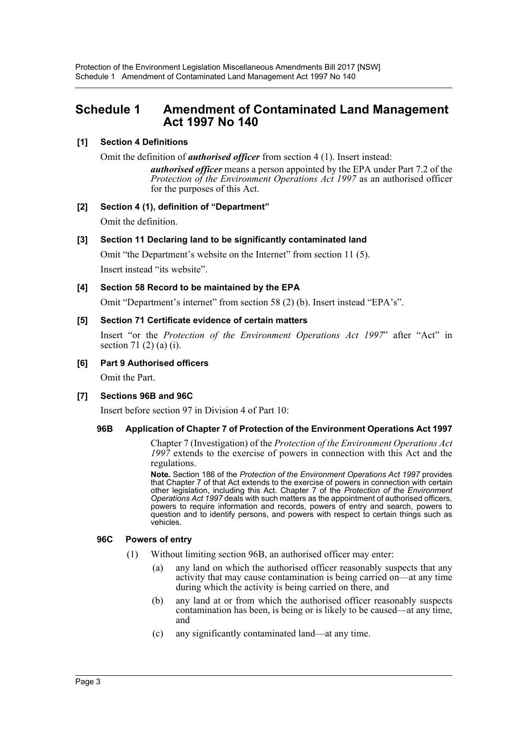# Schedule 1 Amendment of Contaminated Land Management Act 1997 No 140

**[1] Section 4 Definitions**

Omit the definition of ***authorised officer*** from section 4 (1). Insert instead:

> ***authorised officer*** means a person appointed by the EPA under Part 7.2 of the *Protection of the Environment Operations Act 1997* as an authorised officer for the purposes of this Act.

**[2] Section 4 (1), definition of "Department"**

Omit the definition.

**[3] Section 11 Declaring land to be significantly contaminated land**

Omit "the Department's website on the Internet" from section 11 (5).

Insert instead "its website".

**[4] Section 58 Record to be maintained by the EPA**

Omit "Department's internet" from section 58 (2) (b). Insert instead "EPA's".

**[5] Section 71 Certificate evidence of certain matters**

Insert "or the *Protection of the Environment Operations Act 1997*" after "Act" in section 71 (2) (a) (i).

**[6] Part 9 Authorised officers**

Omit the Part.

**[7] Sections 96B and 96C**

Insert before section 97 in Division 4 of Part 10:

**96B Application of Chapter 7 of Protection of the Environment Operations Act 1997**

Chapter 7 (Investigation) of the *Protection of the Environment Operations Act 1997* extends to the exercise of powers in connection with this Act and the regulations.

**Note.** Section 186 of the *Protection of the Environment Operations Act 1997* provides that Chapter 7 of that Act extends to the exercise of powers in connection with certain other legislation, including this Act. Chapter 7 of the *Protection of the Environment Operations Act 1997* deals with such matters as the appointment of authorised officers, powers to require information and records, powers of entry and search, powers to question and to identify persons, and powers with respect to certain things such as vehicles.

**96C Powers of entry**

(1) Without limiting section 96B, an authorised officer may enter:

- (a) any land on which the authorised officer reasonably suspects that any activity that may cause contamination is being carried on—at any time during which the activity is being carried on there, and
- (b) any land at or from which the authorised officer reasonably suspects contamination has been, is being or is likely to be caused—at any time, and
- (c) any significantly contaminated land—at any time.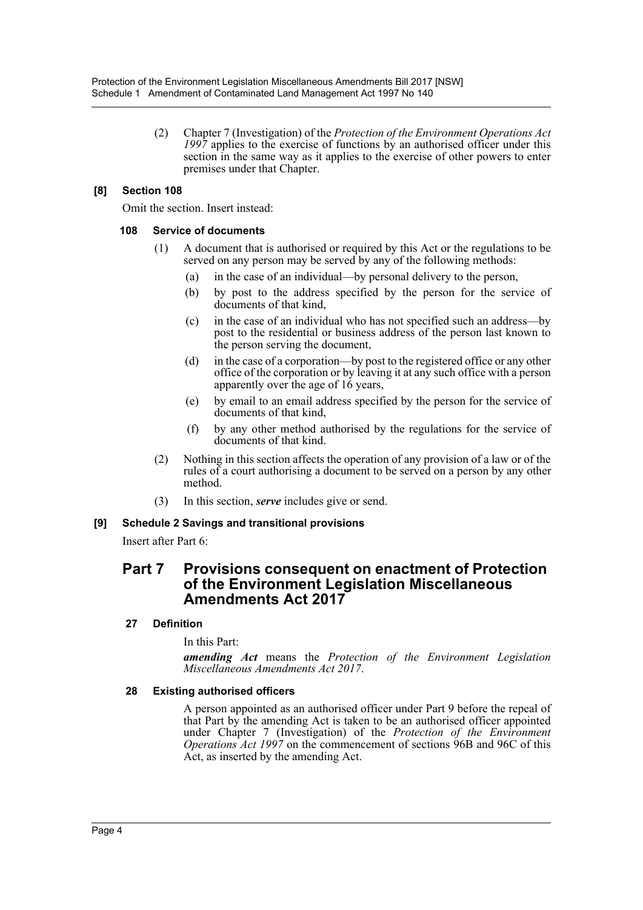(2) Chapter 7 (Investigation) of the *Protection of the Environment Operations Act 1997* applies to the exercise of functions by an authorised officer under this section in the same way as it applies to the exercise of other powers to enter premises under that Chapter.

### [8] Section 108

Omit the section. Insert instead:

#### 108 Service of documents

(1) A document that is authorised or required by this Act or the regulations to be served on any person may be served by any of the following methods:

(a) in the case of an individual—by personal delivery to the person,

(b) by post to the address specified by the person for the service of documents of that kind,

(c) in the case of an individual who has not specified such an address—by post to the residential or business address of the person last known to the person serving the document,

(d) in the case of a corporation—by post to the registered office or any other office of the corporation or by leaving it at any such office with a person apparently over the age of 16 years,

(e) by email to an email address specified by the person for the service of documents of that kind,

(f) by any other method authorised by the regulations for the service of documents of that kind.

(2) Nothing in this section affects the operation of any provision of a law or of the rules of a court authorising a document to be served on a person by any other method.

(3) In this section, ***serve*** includes give or send.

### [9] Schedule 2 Savings and transitional provisions

Insert after Part 6:

## Part 7 Provisions consequent on enactment of Protection of the Environment Legislation Miscellaneous Amendments Act 2017

#### 27 Definition

In this Part:

***amending Act*** means the *Protection of the Environment Legislation Miscellaneous Amendments Act 2017*.

#### 28 Existing authorised officers

A person appointed as an authorised officer under Part 9 before the repeal of that Part by the amending Act is taken to be an authorised officer appointed under Chapter 7 (Investigation) of the *Protection of the Environment Operations Act 1997* on the commencement of sections 96B and 96C of this Act, as inserted by the amending Act.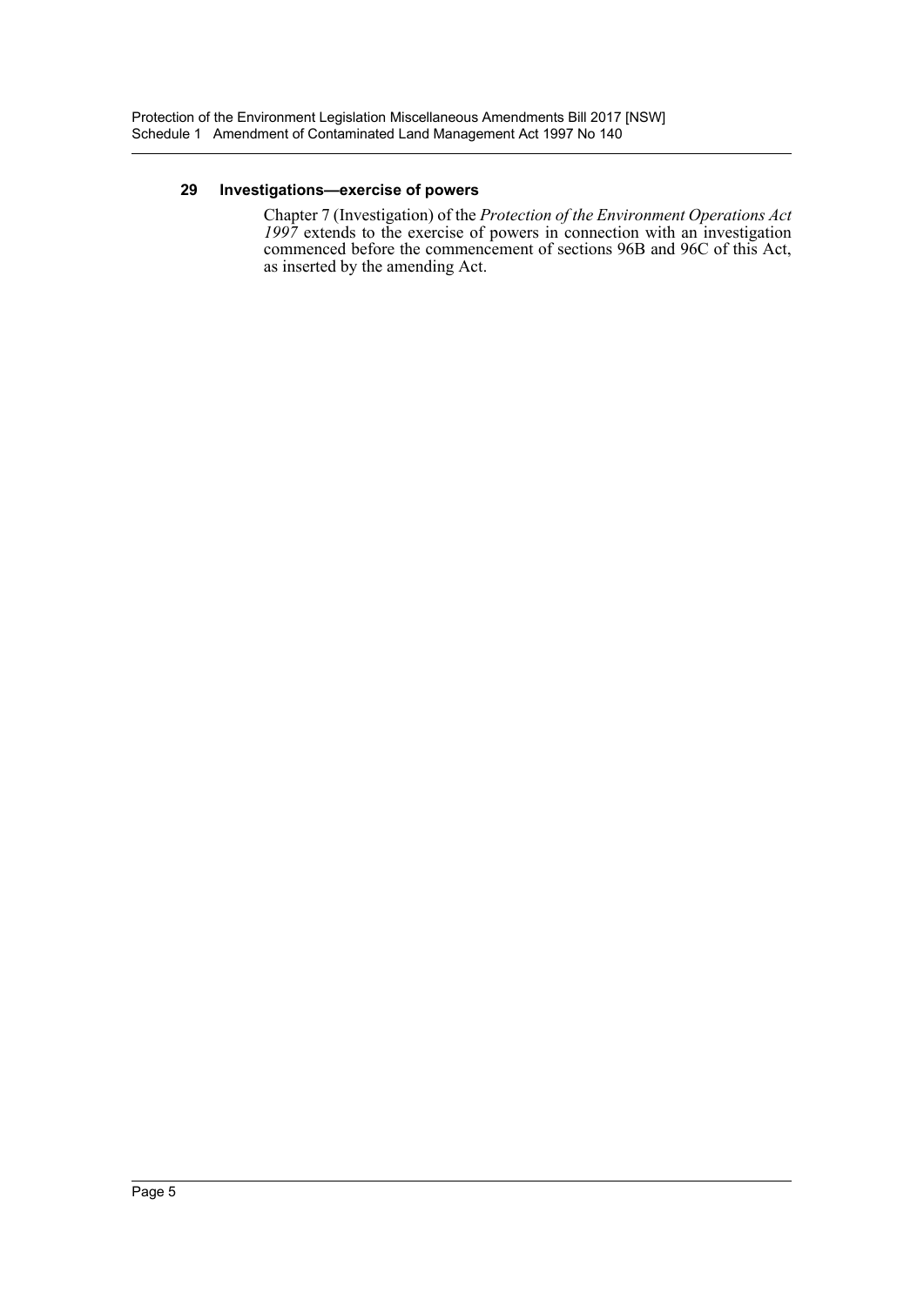### 29 Investigations—exercise of powers

Chapter 7 (Investigation) of the *Protection of the Environment Operations Act 1997* extends to the exercise of powers in connection with an investigation commenced before the commencement of sections 96B and 96C of this Act, as inserted by the amending Act.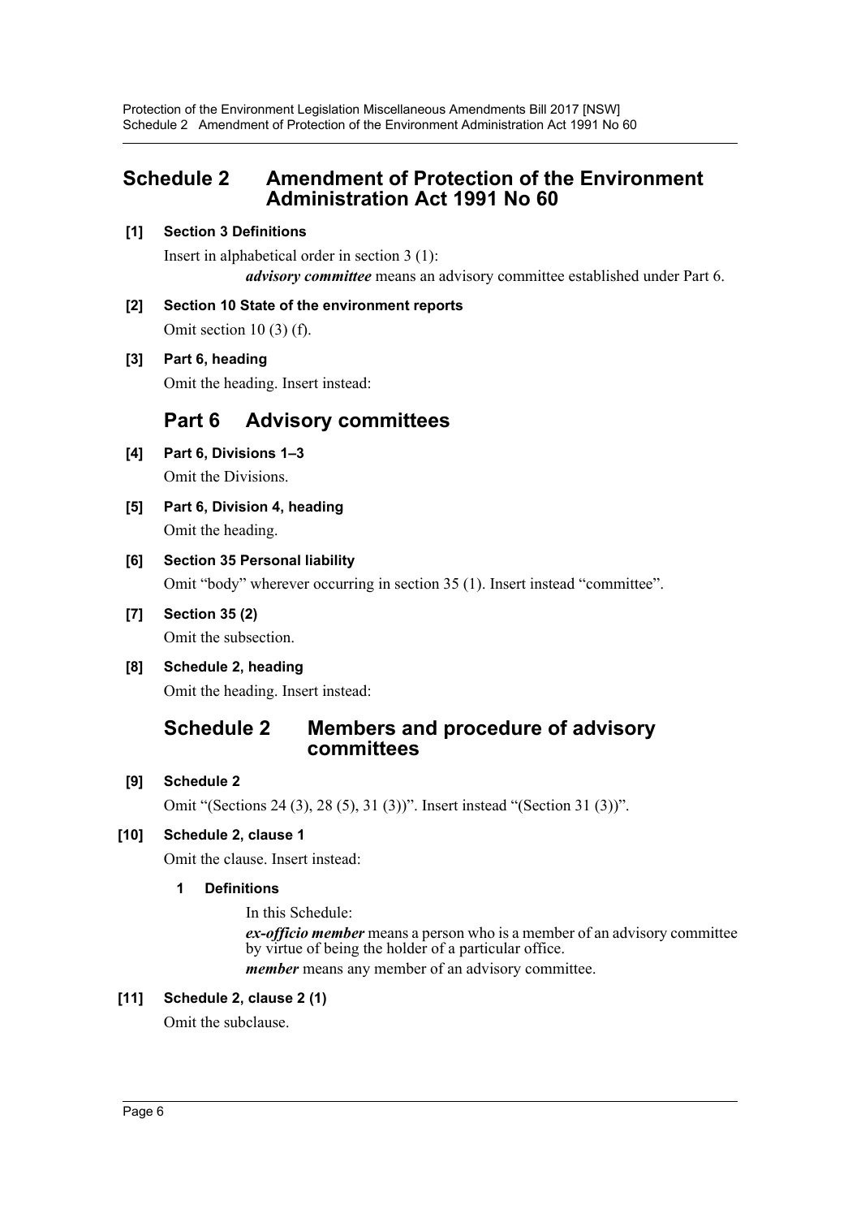# Schedule 2 Amendment of Protection of the Environment Administration Act 1991 No 60

**[1] Section 3 Definitions**

Insert in alphabetical order in section 3 (1):

> ***advisory committee*** means an advisory committee established under Part 6.

**[2] Section 10 State of the environment reports**

Omit section 10 (3) (f).

**[3] Part 6, heading**

Omit the heading. Insert instead:

## Part 6 Advisory committees

**[4] Part 6, Divisions 1–3**

Omit the Divisions.

**[5] Part 6, Division 4, heading**

Omit the heading.

**[6] Section 35 Personal liability**

Omit "body" wherever occurring in section 35 (1). Insert instead "committee".

**[7] Section 35 (2)**

Omit the subsection.

**[8] Schedule 2, heading**

Omit the heading. Insert instead:

## Schedule 2 Members and procedure of advisory committees

**[9] Schedule 2**

Omit "(Sections 24 (3), 28 (5), 31 (3))". Insert instead "(Section 31 (3))".

**[10] Schedule 2, clause 1**

Omit the clause. Insert instead:

> **1 Definitions**
>
> In this Schedule:
>
> ***ex-officio member*** means a person who is a member of an advisory committee by virtue of being the holder of a particular office.
>
> ***member*** means any member of an advisory committee.

**[11] Schedule 2, clause 2 (1)**

Omit the subclause.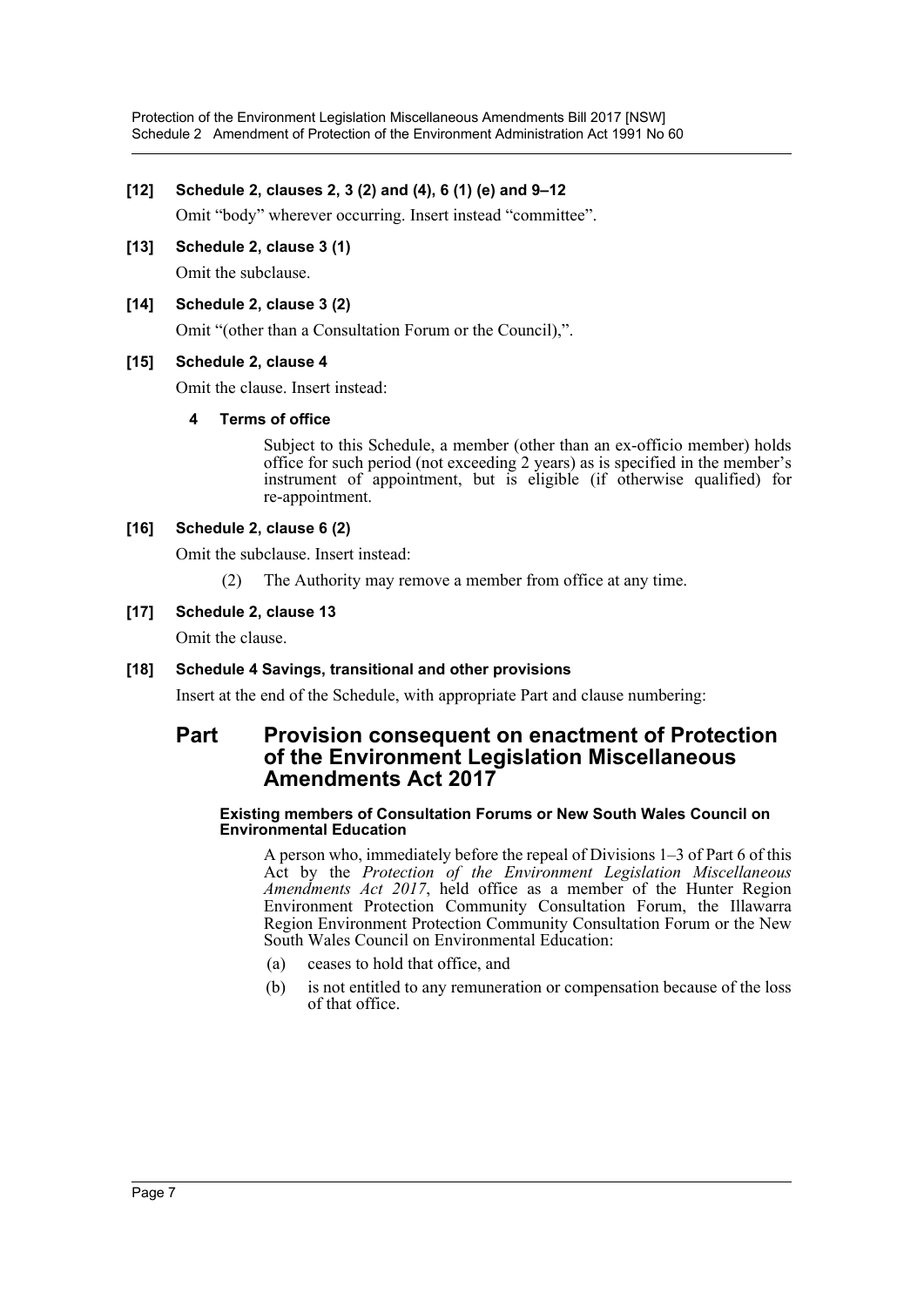**[12] Schedule 2, clauses 2, 3 (2) and (4), 6 (1) (e) and 9–12**

Omit "body" wherever occurring. Insert instead "committee".

**[13] Schedule 2, clause 3 (1)**

Omit the subclause.

**[14] Schedule 2, clause 3 (2)**

Omit "(other than a Consultation Forum or the Council),".

**[15] Schedule 2, clause 4**

Omit the clause. Insert instead:

**4 Terms of office**

Subject to this Schedule, a member (other than an ex-officio member) holds office for such period (not exceeding 2 years) as is specified in the member's instrument of appointment, but is eligible (if otherwise qualified) for re-appointment.

**[16] Schedule 2, clause 6 (2)**

Omit the subclause. Insert instead:

(2) The Authority may remove a member from office at any time.

**[17] Schedule 2, clause 13**

Omit the clause.

**[18] Schedule 4 Savings, transitional and other provisions**

Insert at the end of the Schedule, with appropriate Part and clause numbering:

## Part Provision consequent on enactment of Protection of the Environment Legislation Miscellaneous Amendments Act 2017

**Existing members of Consultation Forums or New South Wales Council on Environmental Education**

A person who, immediately before the repeal of Divisions 1–3 of Part 6 of this Act by the *Protection of the Environment Legislation Miscellaneous Amendments Act 2017*, held office as a member of the Hunter Region Environment Protection Community Consultation Forum, the Illawarra Region Environment Protection Community Consultation Forum or the New South Wales Council on Environmental Education:

(a) ceases to hold that office, and

(b) is not entitled to any remuneration or compensation because of the loss of that office.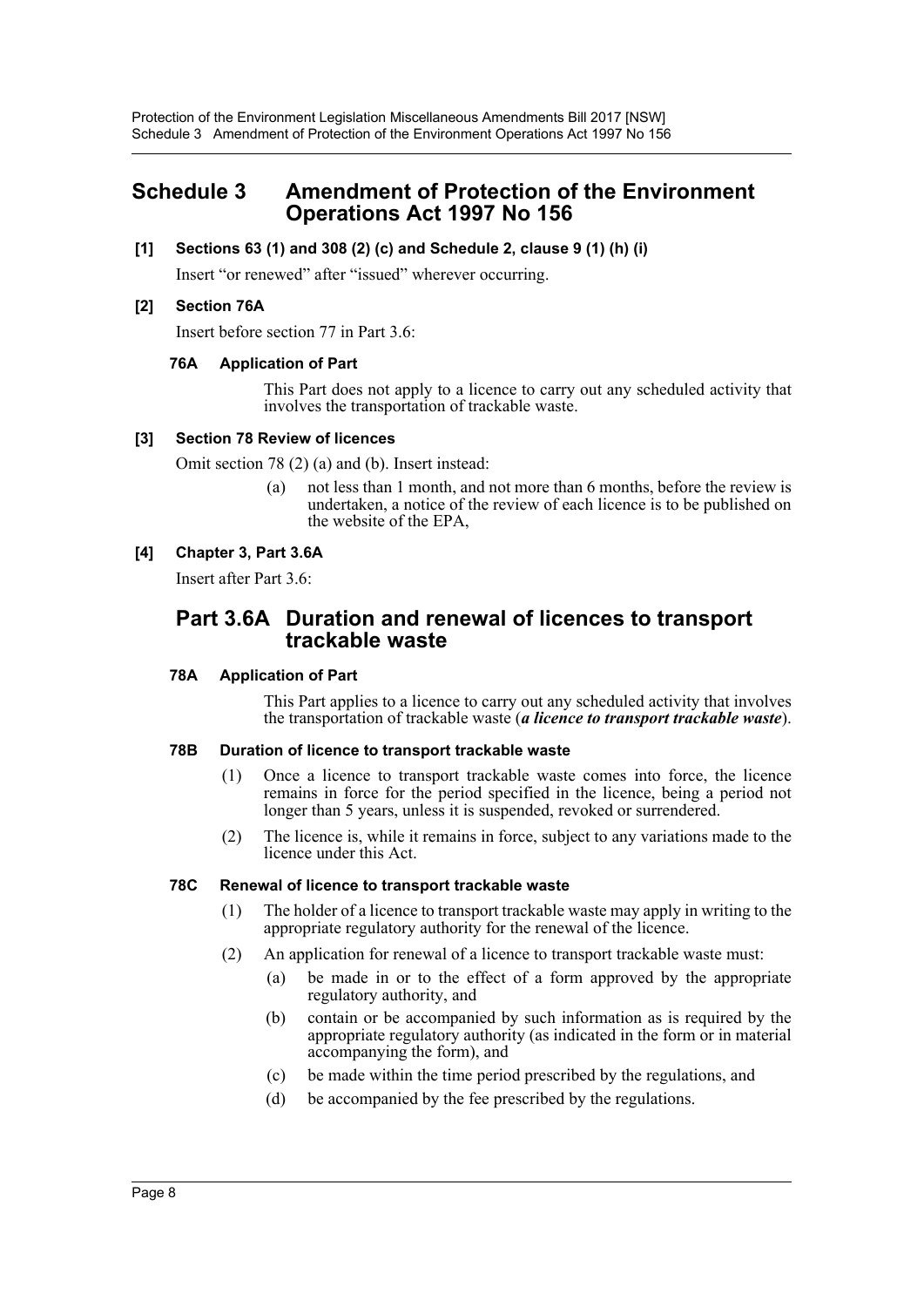# Schedule 3 Amendment of Protection of the Environment Operations Act 1997 No 156

**[1] Sections 63 (1) and 308 (2) (c) and Schedule 2, clause 9 (1) (h) (i)**

Insert "or renewed" after "issued" wherever occurring.

**[2] Section 76A**

Insert before section 77 in Part 3.6:

**76A Application of Part**

This Part does not apply to a licence to carry out any scheduled activity that involves the transportation of trackable waste.

**[3] Section 78 Review of licences**

Omit section 78 (2) (a) and (b). Insert instead:

(a) not less than 1 month, and not more than 6 months, before the review is undertaken, a notice of the review of each licence is to be published on the website of the EPA,

**[4] Chapter 3, Part 3.6A**

Insert after Part 3.6:

## Part 3.6A Duration and renewal of licences to transport trackable waste

**78A Application of Part**

This Part applies to a licence to carry out any scheduled activity that involves the transportation of trackable waste (***a licence to transport trackable waste***).

**78B Duration of licence to transport trackable waste**

(1) Once a licence to transport trackable waste comes into force, the licence remains in force for the period specified in the licence, being a period not longer than 5 years, unless it is suspended, revoked or surrendered.

(2) The licence is, while it remains in force, subject to any variations made to the licence under this Act.

**78C Renewal of licence to transport trackable waste**

(1) The holder of a licence to transport trackable waste may apply in writing to the appropriate regulatory authority for the renewal of the licence.

(2) An application for renewal of a licence to transport trackable waste must:

(a) be made in or to the effect of a form approved by the appropriate regulatory authority, and

(b) contain or be accompanied by such information as is required by the appropriate regulatory authority (as indicated in the form or in material accompanying the form), and

(c) be made within the time period prescribed by the regulations, and

(d) be accompanied by the fee prescribed by the regulations.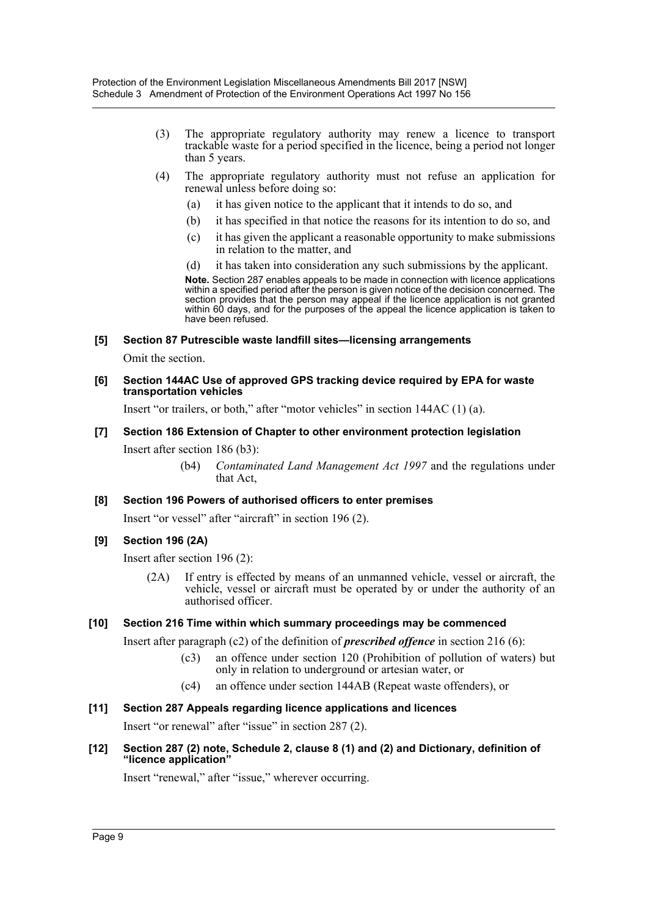(3) The appropriate regulatory authority may renew a licence to transport trackable waste for a period specified in the licence, being a period not longer than 5 years.

(4) The appropriate regulatory authority must not refuse an application for renewal unless before doing so:

(a) it has given notice to the applicant that it intends to do so, and

(b) it has specified in that notice the reasons for its intention to do so, and

(c) it has given the applicant a reasonable opportunity to make submissions in relation to the matter, and

(d) it has taken into consideration any such submissions by the applicant.

**Note.** Section 287 enables appeals to be made in connection with licence applications within a specified period after the person is given notice of the decision concerned. The section provides that the person may appeal if the licence application is not granted within 60 days, and for the purposes of the appeal the licence application is taken to have been refused.

#### [5] Section 87 Putrescible waste landfill sites—licensing arrangements

Omit the section.

#### [6] Section 144AC Use of approved GPS tracking device required by EPA for waste transportation vehicles

Insert "or trailers, or both," after "motor vehicles" in section 144AC (1) (a).

#### [7] Section 186 Extension of Chapter to other environment protection legislation

Insert after section 186 (b3):

(b4) *Contaminated Land Management Act 1997* and the regulations under that Act,

#### [8] Section 196 Powers of authorised officers to enter premises

Insert "or vessel" after "aircraft" in section 196 (2).

#### [9] Section 196 (2A)

Insert after section 196 (2):

(2A) If entry is effected by means of an unmanned vehicle, vessel or aircraft, the vehicle, vessel or aircraft must be operated by or under the authority of an authorised officer.

#### [10] Section 216 Time within which summary proceedings may be commenced

Insert after paragraph (c2) of the definition of ***prescribed offence*** in section 216 (6):

(c3) an offence under section 120 (Prohibition of pollution of waters) but only in relation to underground or artesian water, or

(c4) an offence under section 144AB (Repeat waste offenders), or

#### [11] Section 287 Appeals regarding licence applications and licences

Insert "or renewal" after "issue" in section 287 (2).

#### [12] Section 287 (2) note, Schedule 2, clause 8 (1) and (2) and Dictionary, definition of "licence application"

Insert "renewal," after "issue," wherever occurring.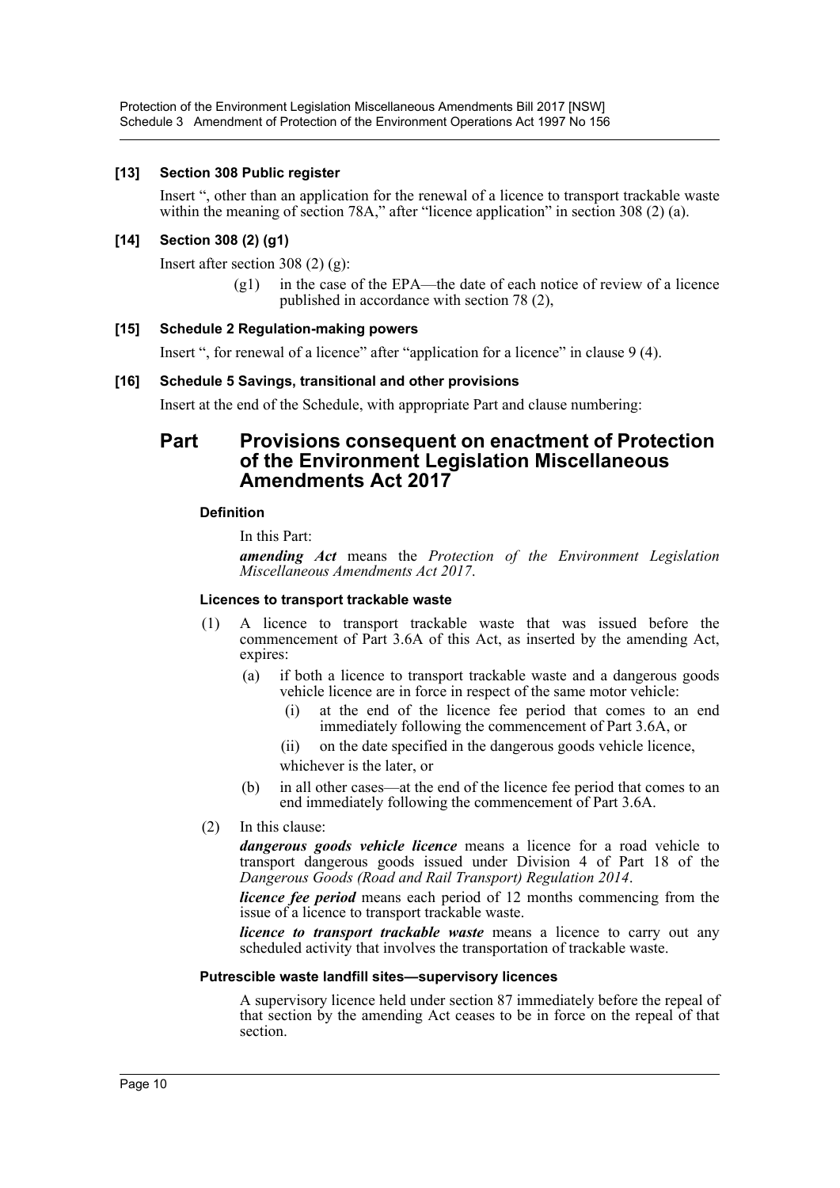### [13] Section 308 Public register

Insert ", other than an application for the renewal of a licence to transport trackable waste within the meaning of section 78A," after "licence application" in section 308 (2) (a).

### [14] Section 308 (2) (g1)

Insert after section 308 (2) (g):

> (g1) in the case of the EPA—the date of each notice of review of a licence published in accordance with section 78 (2),

### [15] Schedule 2 Regulation-making powers

Insert ", for renewal of a licence" after "application for a licence" in clause 9 (4).

### [16] Schedule 5 Savings, transitional and other provisions

Insert at the end of the Schedule, with appropriate Part and clause numbering:

## Part Provisions consequent on enactment of Protection of the Environment Legislation Miscellaneous Amendments Act 2017

#### Definition

In this Part:

***amending Act*** means the *Protection of the Environment Legislation Miscellaneous Amendments Act 2017*.

#### Licences to transport trackable waste

(1) A licence to transport trackable waste that was issued before the commencement of Part 3.6A of this Act, as inserted by the amending Act, expires:

- (a) if both a licence to transport trackable waste and a dangerous goods vehicle licence are in force in respect of the same motor vehicle:
  - (i) at the end of the licence fee period that comes to an end immediately following the commencement of Part 3.6A, or
  - (ii) on the date specified in the dangerous goods vehicle licence,

  whichever is the later, or
- (b) in all other cases—at the end of the licence fee period that comes to an end immediately following the commencement of Part 3.6A.

(2) In this clause:

***dangerous goods vehicle licence*** means a licence for a road vehicle to transport dangerous goods issued under Division 4 of Part 18 of the *Dangerous Goods (Road and Rail Transport) Regulation 2014*.

***licence fee period*** means each period of 12 months commencing from the issue of a licence to transport trackable waste.

***licence to transport trackable waste*** means a licence to carry out any scheduled activity that involves the transportation of trackable waste.

#### Putrescible waste landfill sites—supervisory licences

A supervisory licence held under section 87 immediately before the repeal of that section by the amending Act ceases to be in force on the repeal of that section.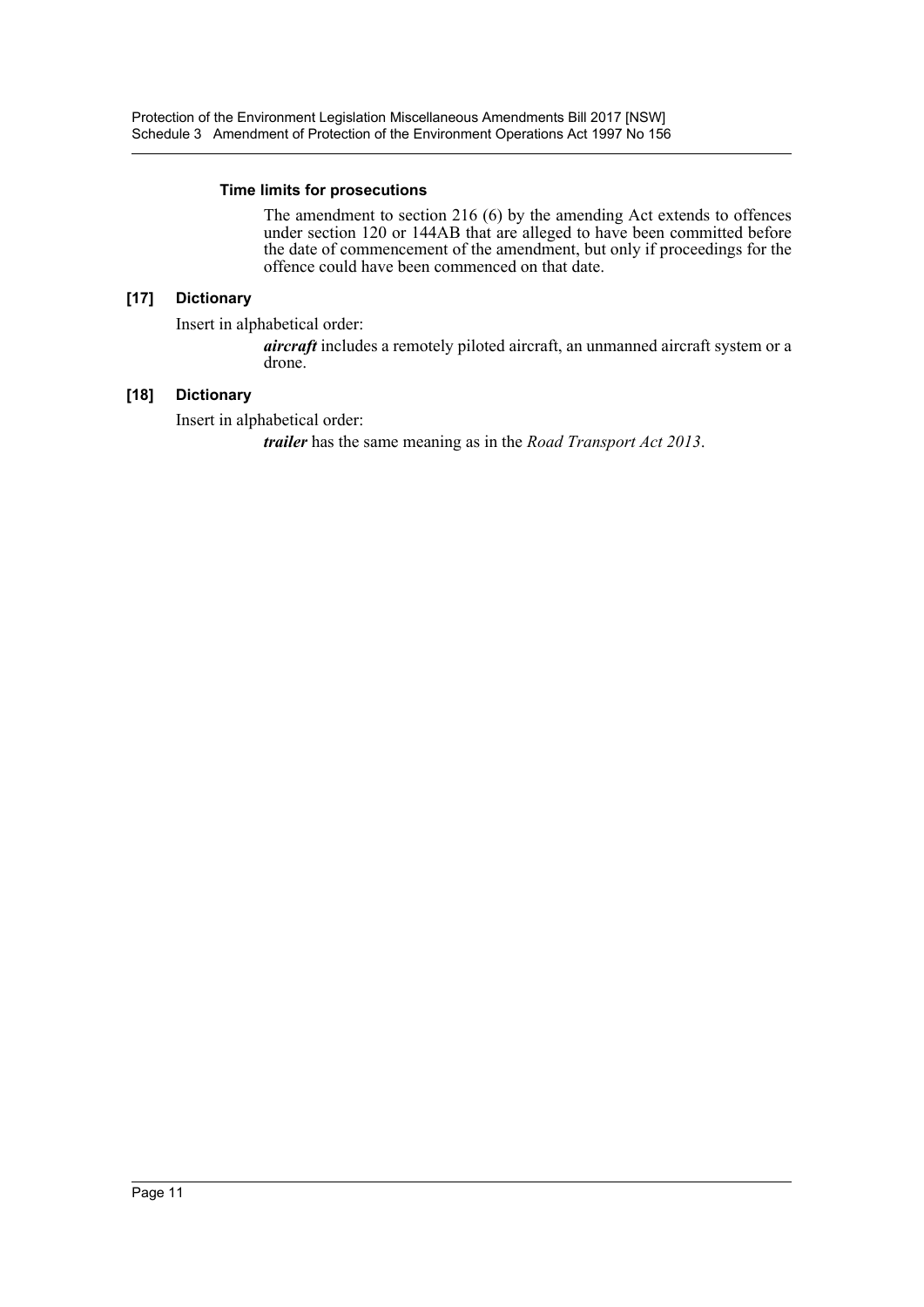#### Time limits for prosecutions

The amendment to section 216 (6) by the amending Act extends to offences under section 120 or 144AB that are alleged to have been committed before the date of commencement of the amendment, but only if proceedings for the offence could have been commenced on that date.

### [17] Dictionary

Insert in alphabetical order:

***aircraft*** includes a remotely piloted aircraft, an unmanned aircraft system or a drone.

### [18] Dictionary

Insert in alphabetical order:

***trailer*** has the same meaning as in the *Road Transport Act 2013*.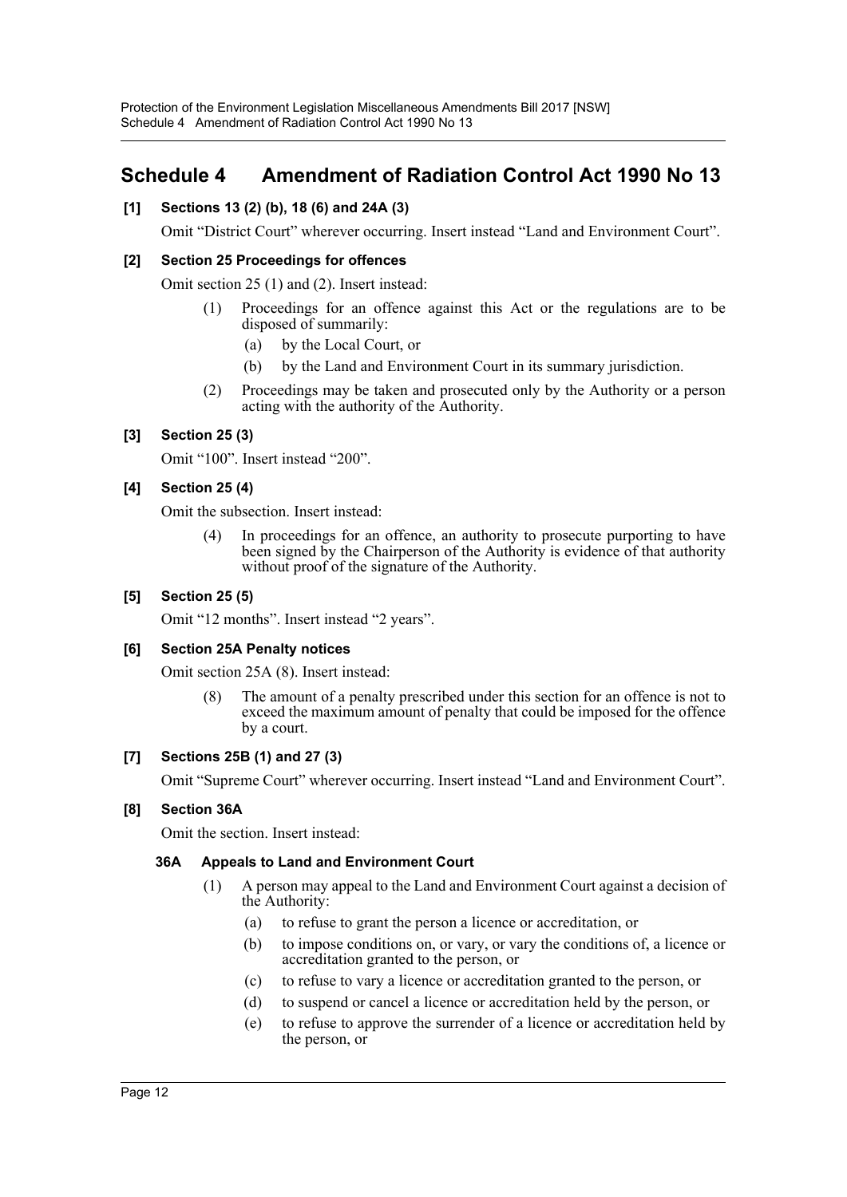# Schedule 4 Amendment of Radiation Control Act 1990 No 13

**[1] Sections 13 (2) (b), 18 (6) and 24A (3)**

Omit "District Court" wherever occurring. Insert instead "Land and Environment Court".

**[2] Section 25 Proceedings for offences**

Omit section 25 (1) and (2). Insert instead:

(1) Proceedings for an offence against this Act or the regulations are to be disposed of summarily:

(a) by the Local Court, or

(b) by the Land and Environment Court in its summary jurisdiction.

(2) Proceedings may be taken and prosecuted only by the Authority or a person acting with the authority of the Authority.

**[3] Section 25 (3)**

Omit "100". Insert instead "200".

**[4] Section 25 (4)**

Omit the subsection. Insert instead:

(4) In proceedings for an offence, an authority to prosecute purporting to have been signed by the Chairperson of the Authority is evidence of that authority without proof of the signature of the Authority.

**[5] Section 25 (5)**

Omit "12 months". Insert instead "2 years".

**[6] Section 25A Penalty notices**

Omit section 25A (8). Insert instead:

(8) The amount of a penalty prescribed under this section for an offence is not to exceed the maximum amount of penalty that could be imposed for the offence by a court.

**[7] Sections 25B (1) and 27 (3)**

Omit "Supreme Court" wherever occurring. Insert instead "Land and Environment Court".

**[8] Section 36A**

Omit the section. Insert instead:

**36A Appeals to Land and Environment Court**

(1) A person may appeal to the Land and Environment Court against a decision of the Authority:

(a) to refuse to grant the person a licence or accreditation, or

(b) to impose conditions on, or vary, or vary the conditions of, a licence or accreditation granted to the person, or

(c) to refuse to vary a licence or accreditation granted to the person, or

(d) to suspend or cancel a licence or accreditation held by the person, or

(e) to refuse to approve the surrender of a licence or accreditation held by the person, or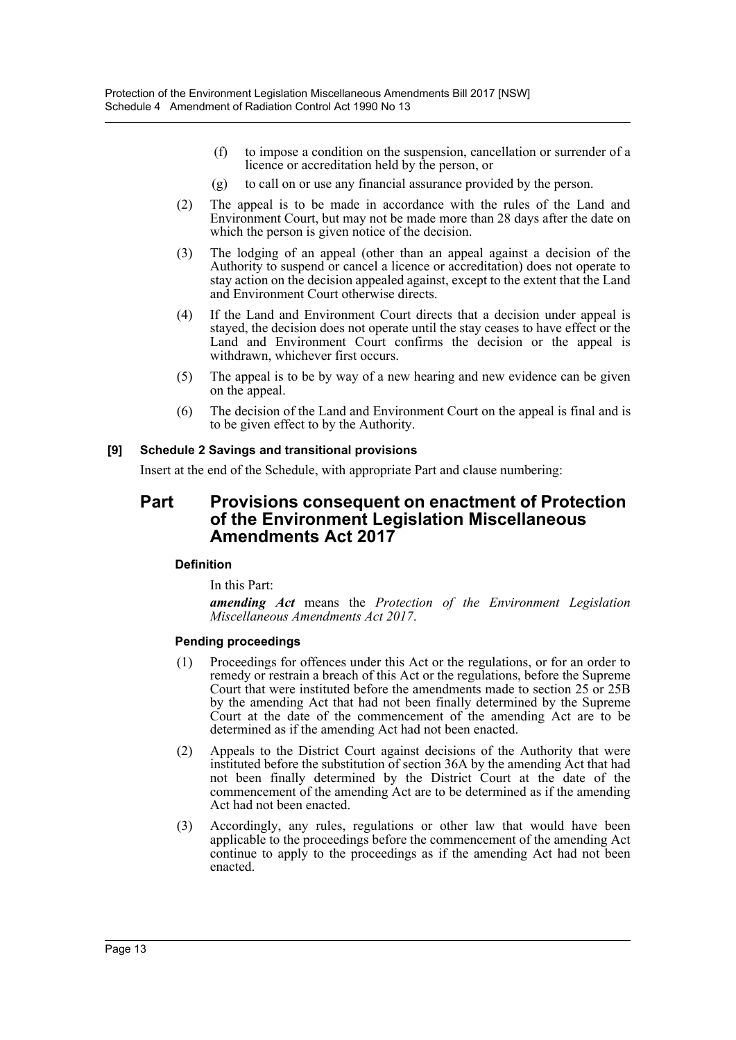(f) to impose a condition on the suspension, cancellation or surrender of a licence or accreditation held by the person, or

(g) to call on or use any financial assurance provided by the person.

(2) The appeal is to be made in accordance with the rules of the Land and Environment Court, but may not be made more than 28 days after the date on which the person is given notice of the decision.

(3) The lodging of an appeal (other than an appeal against a decision of the Authority to suspend or cancel a licence or accreditation) does not operate to stay action on the decision appealed against, except to the extent that the Land and Environment Court otherwise directs.

(4) If the Land and Environment Court directs that a decision under appeal is stayed, the decision does not operate until the stay ceases to have effect or the Land and Environment Court confirms the decision or the appeal is withdrawn, whichever first occurs.

(5) The appeal is to be by way of a new hearing and new evidence can be given on the appeal.

(6) The decision of the Land and Environment Court on the appeal is final and is to be given effect to by the Authority.

**[9] Schedule 2 Savings and transitional provisions**

Insert at the end of the Schedule, with appropriate Part and clause numbering:

## Part Provisions consequent on enactment of Protection of the Environment Legislation Miscellaneous Amendments Act 2017

**Definition**

In this Part:

***amending Act*** means the *Protection of the Environment Legislation Miscellaneous Amendments Act 2017*.

**Pending proceedings**

(1) Proceedings for offences under this Act or the regulations, or for an order to remedy or restrain a breach of this Act or the regulations, before the Supreme Court that were instituted before the amendments made to section 25 or 25B by the amending Act that had not been finally determined by the Supreme Court at the date of the commencement of the amending Act are to be determined as if the amending Act had not been enacted.

(2) Appeals to the District Court against decisions of the Authority that were instituted before the substitution of section 36A by the amending Act that had not been finally determined by the District Court at the date of the commencement of the amending Act are to be determined as if the amending Act had not been enacted.

(3) Accordingly, any rules, regulations or other law that would have been applicable to the proceedings before the commencement of the amending Act continue to apply to the proceedings as if the amending Act had not been enacted.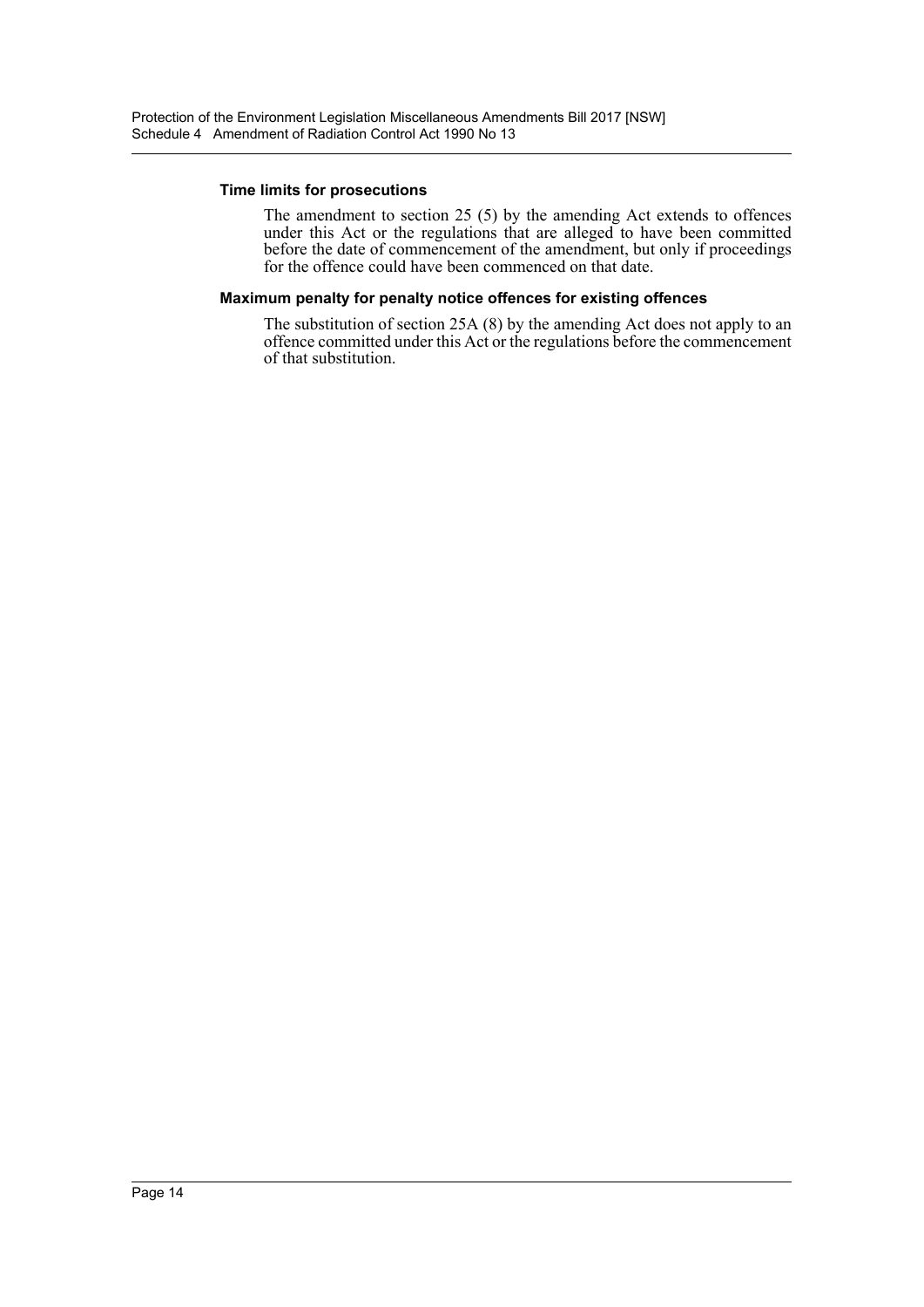#### Time limits for prosecutions

The amendment to section 25 (5) by the amending Act extends to offences under this Act or the regulations that are alleged to have been committed before the date of commencement of the amendment, but only if proceedings for the offence could have been commenced on that date.

#### Maximum penalty for penalty notice offences for existing offences

The substitution of section 25A (8) by the amending Act does not apply to an offence committed under this Act or the regulations before the commencement of that substitution.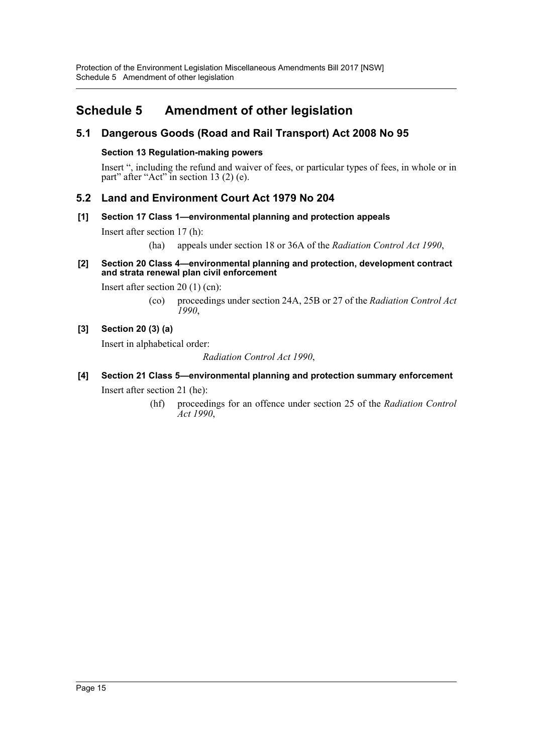# Schedule 5 Amendment of other legislation

## 5.1 Dangerous Goods (Road and Rail Transport) Act 2008 No 95

### Section 13 Regulation-making powers

Insert ", including the refund and waiver of fees, or particular types of fees, in whole or in part" after "Act" in section 13 (2) (e).

## 5.2 Land and Environment Court Act 1979 No 204

### [1] Section 17 Class 1—environmental planning and protection appeals

Insert after section 17 (h):

(ha) appeals under section 18 or 36A of the *Radiation Control Act 1990*,

### [2] Section 20 Class 4—environmental planning and protection, development contract and strata renewal plan civil enforcement

Insert after section 20 (1) (cn):

(co) proceedings under section 24A, 25B or 27 of the *Radiation Control Act 1990*,

### [3] Section 20 (3) (a)

Insert in alphabetical order:

*Radiation Control Act 1990*,

### [4] Section 21 Class 5—environmental planning and protection summary enforcement

Insert after section 21 (he):

(hf) proceedings for an offence under section 25 of the *Radiation Control Act 1990*,